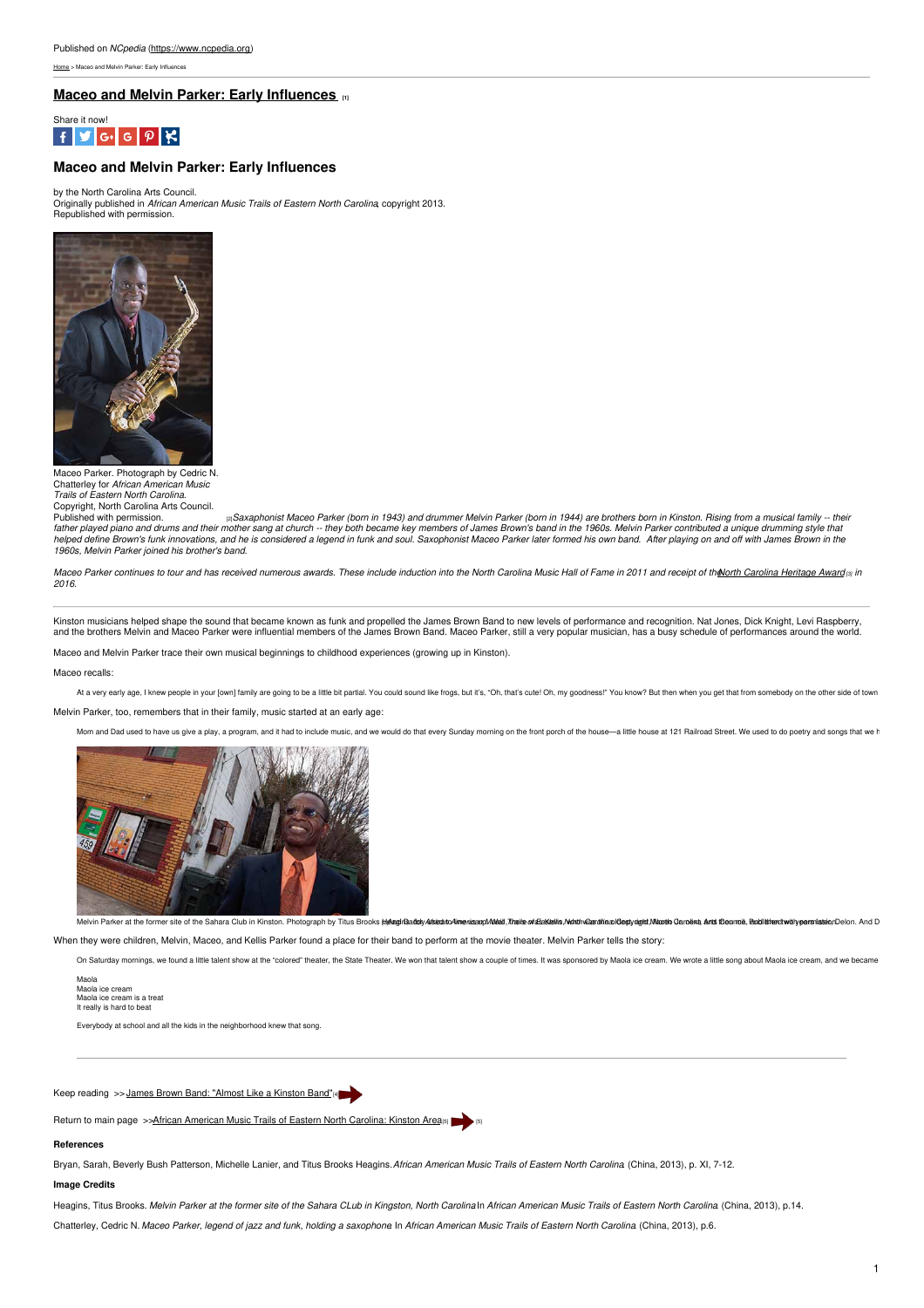Published on *NCpedia* (https://www.ncpedia.org)

Home > Maceo and Melvin Parker: Early Influences

# Maceo and Melvin Parker: Early Influences [1]

Share it now!

## Maceo and Melvin Parker: Early Influences

by the North Carolina Arts Council.
Originally published in *African American Music Trails of Eastern North Carolina*, copyright 2013.
Republished with permission.

Maceo Parker. Photograph by Cedric N. Chatterley for *African American Music Trails of Eastern North Carolina*. Copyright, North Carolina Arts Council. Published with permission.

[2] *Saxaphonist Maceo Parker (born in 1943) and drummer Melvin Parker (born in 1944) are brothers born in Kinston. Rising from a musical family -- their father played piano and drums and their mother sang at church -- they both became key members of James Brown's band in the 1960s. Melvin Parker contributed a unique drumming style that helped define Brown's funk innovations, and he is considered a legend in funk and soul. Saxophonist Maceo Parker later formed his own band. After playing on and off with James Brown in the 1960s, Melvin Parker joined his brother's band.*

*Maceo Parker continues to tour and has received numerous awards. These include induction into the North Carolina Music Hall of Fame in 2011 and receipt of the* North Carolina Heritage Award [3] *in 2016.*

---

Kinston musicians helped shape the sound that became known as funk and propelled the James Brown Band to new levels of performance and recognition. Nat Jones, Dick Knight, Levi Raspberry, and the brothers Melvin and Maceo Parker were influential members of the James Brown Band. Maceo Parker, still a very popular musician, has a busy schedule of performances around the world.

Maceo and Melvin Parker trace their own musical beginnings to childhood experiences (growing up in Kinston).

Maceo recalls:

> At a very early age, I knew people in your [own] family are going to be a little bit partial. You could sound like frogs, but it's, "Oh, that's cute! Oh, my goodness!" You know? But then when you get that from somebody on the other side of town

Melvin Parker, too, remembers that in their family, music started at an early age:

> Mom and Dad used to have us give a play, a program, and it had to include music, and we would do that every Sunday morning on the front porch of the house—a little house at 121 Railroad Street. We used to do poetry and songs that we h

Melvin Parker at the former site of the Sahara Club in Kinston. Photograph by Titus Brooks Heagins for *African American Music Trails of Eastern North Carolina*. Copyright, North Carolina Arts Council. Published with permission.

When they were children, Melvin, Maceo, and Kellis Parker found a place for their band to perform at the movie theater. Melvin Parker tells the story:

> On Saturday mornings, we found a little talent show at the "colored" theater, the State Theater. We won that talent show a couple of times. It was sponsored by Maola ice cream. We wrote a little song about Maola ice cream, and we became
>
> Maola
> Maola ice cream
> Maola ice cream is a treat
> It really is hard to beat
>
> Everybody at school and all the kids in the neighborhood knew that song.

---

Keep reading >> James Brown Band: "Almost Like a Kinston Band" [4]

Return to main page >> African American Music Trails of Eastern North Carolina: Kinston Area [5] [5]

**References**

Bryan, Sarah, Beverly Bush Patterson, Michelle Lanier, and Titus Brooks Heagins. *African American Music Trails of Eastern North Carolina*. (China, 2013), p. XI, 7-12.

**Image Credits**

Heagins, Titus Brooks. *Melvin Parker at the former site of the Sahara CLub in Kingston, North Carolina*. In *African American Music Trails of Eastern North Carolina*. (China, 2013), p.14.

Chatterley, Cedric N. *Maceo Parker, legend of jazz and funk, holding a saxophone*. In *African American Music Trails of Eastern North Carolina*. (China, 2013), p.6.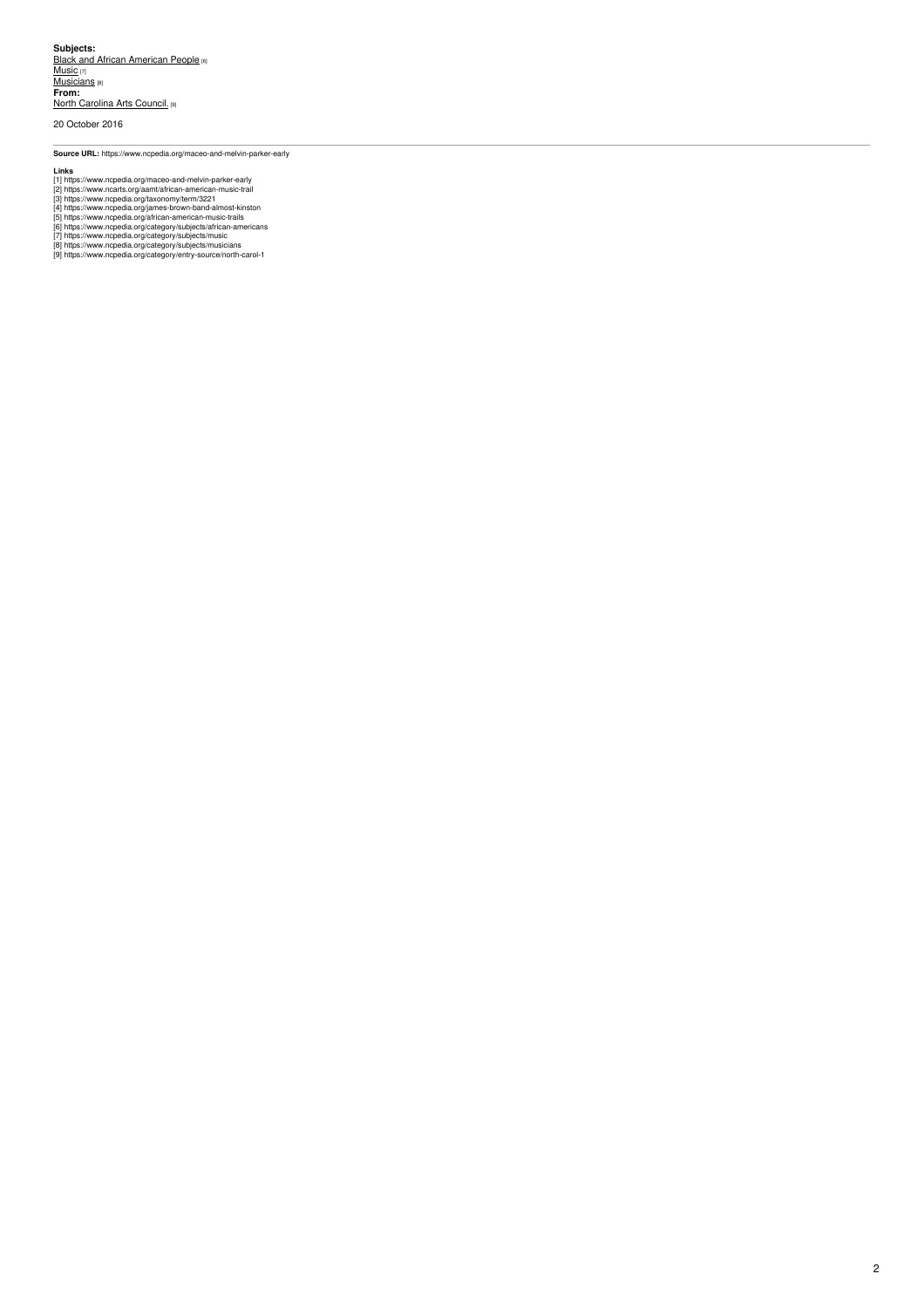**Subjects:**
Black and African American People [6]
Music [7]
Musicians [8]
**From:**
North Carolina Arts Council. [9]

20 October 2016

---

**Source URL:** https://www.ncpedia.org/maceo-and-melvin-parker-early

**Links**
[1] https://www.ncpedia.org/maceo-and-melvin-parker-early
[2] https://www.ncarts.org/aamt/african-american-music-trail
[3] https://www.ncpedia.org/taxonomy/term/3221
[4] https://www.ncpedia.org/james-brown-band-almost-kinston
[5] https://www.ncpedia.org/african-american-music-trails
[6] https://www.ncpedia.org/category/subjects/african-americans
[7] https://www.ncpedia.org/category/subjects/music
[8] https://www.ncpedia.org/category/subjects/musicians
[9] https://www.ncpedia.org/category/entry-source/north-carol-1